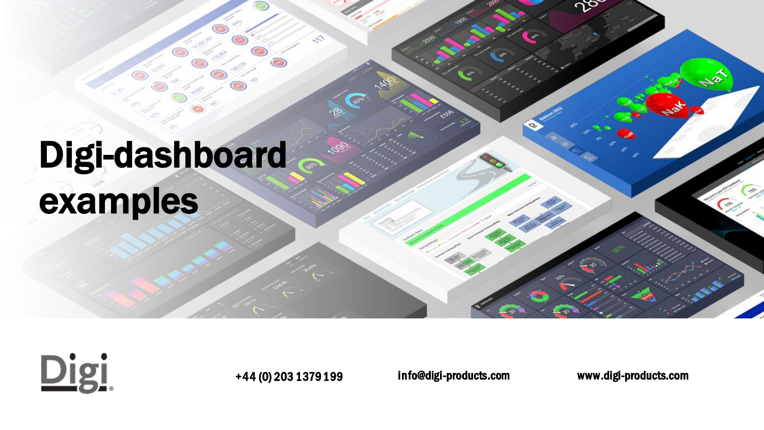# Digi-dashboard examples

+44 (0) 203 1379 199

info@digi-products.com

www.digi-products.com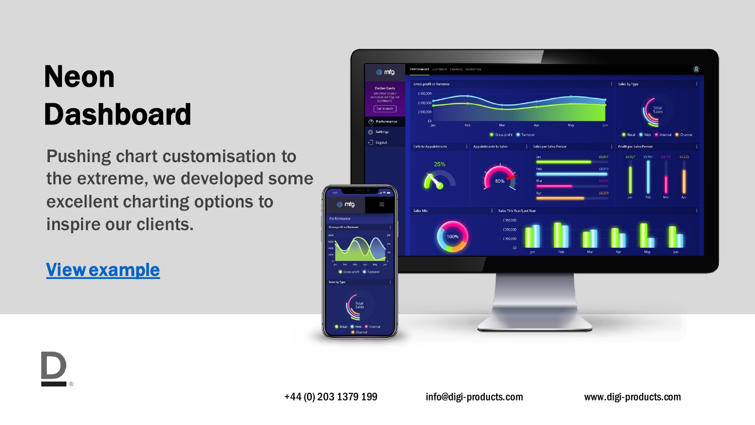# Neon Dashboard

Pushing chart customisation to the extreme, we developed some excellent charting options to inspire our clients.

[View example]

+44 (0) 203 1379 199 info@digi-products.com www.digi-products.com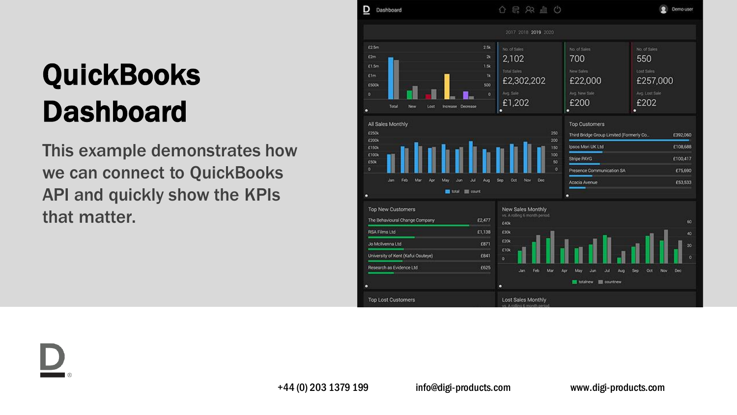# QuickBooks Dashboard

This example demonstrates how we can connect to QuickBooks API and quickly show the KPIs that matter.

+44 (0) 203 1379 199    info@digi-products.com    www.digi-products.com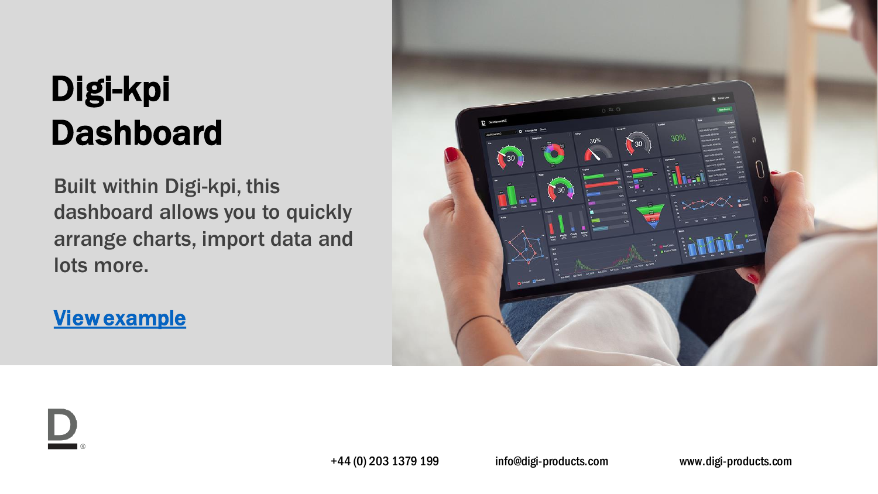# Digi-kpi Dashboard

Built within Digi-kpi, this dashboard allows you to quickly arrange charts, import data and lots more.

[View example]

+44 (0) 203 1379 199 info@digi-products.com www.digi-products.com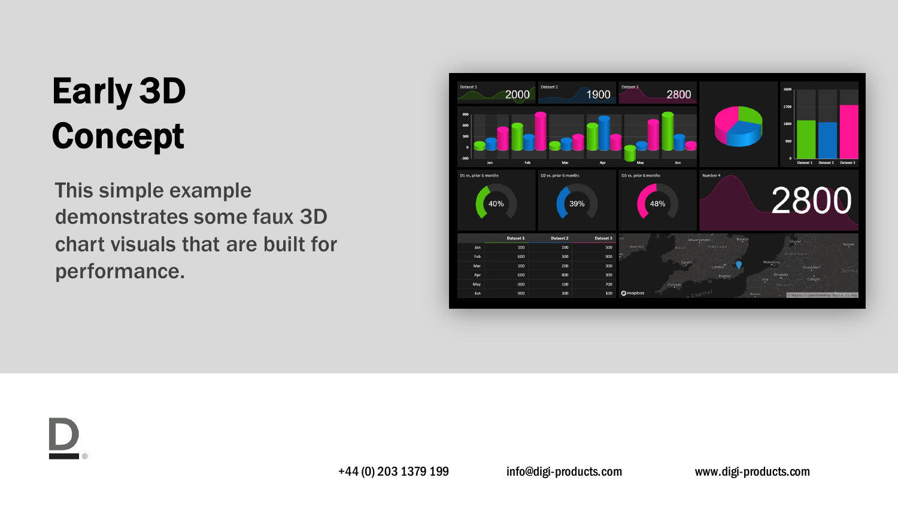# Early 3D Concept

This simple example demonstrates some faux 3D chart visuals that are built for performance.

+44 (0) 203 1379 199

info@digi-products.com

www.digi-products.com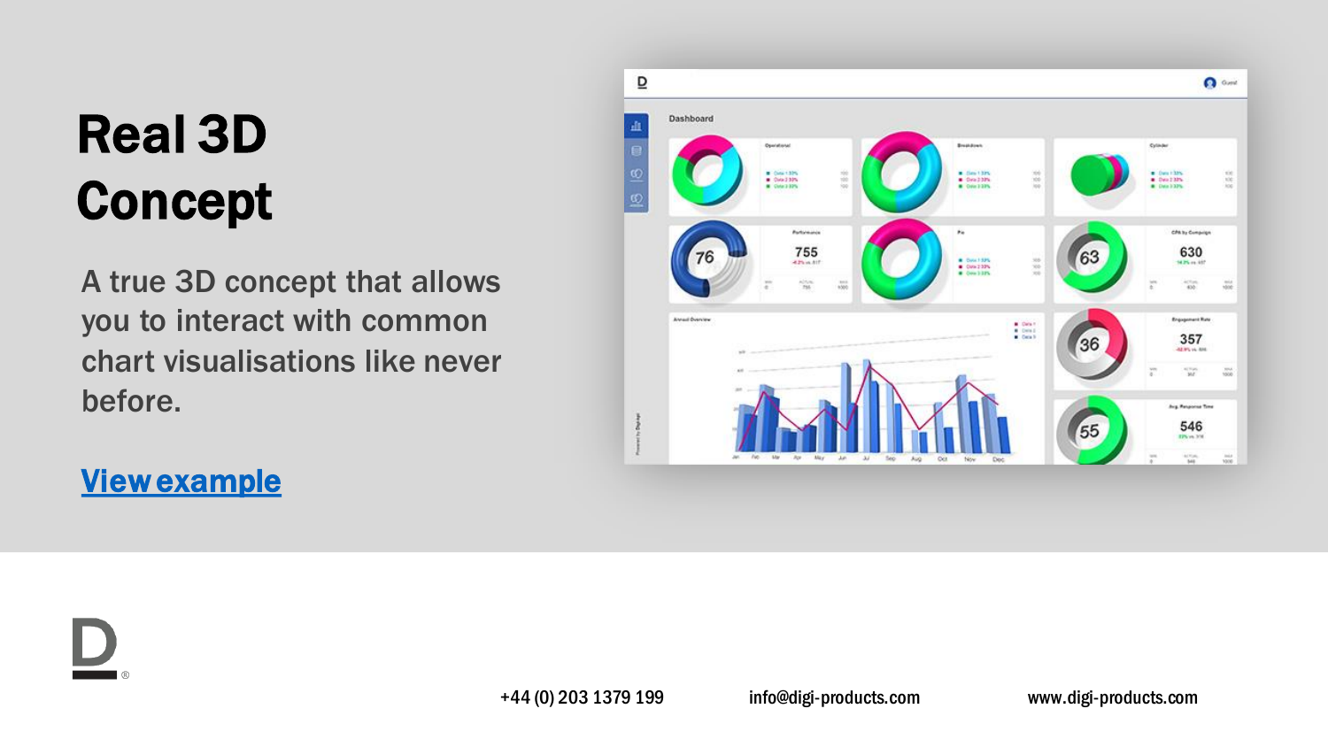# Real 3D Concept

A true 3D concept that allows you to interact with common chart visualisations like never before.

**View example**

+44 (0) 203 1379 199 info@digi-products.com www.digi-products.com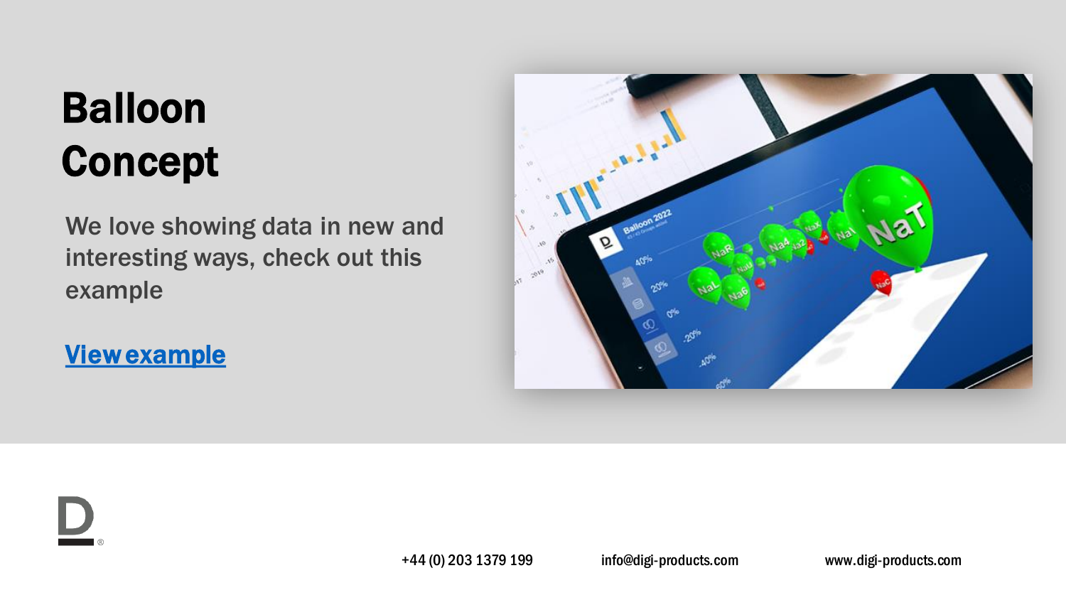# Balloon Concept

We love showing data in new and interesting ways, check out this example

[View example]

+44 (0) 203 1379 199 info@digi-products.com www.digi-products.com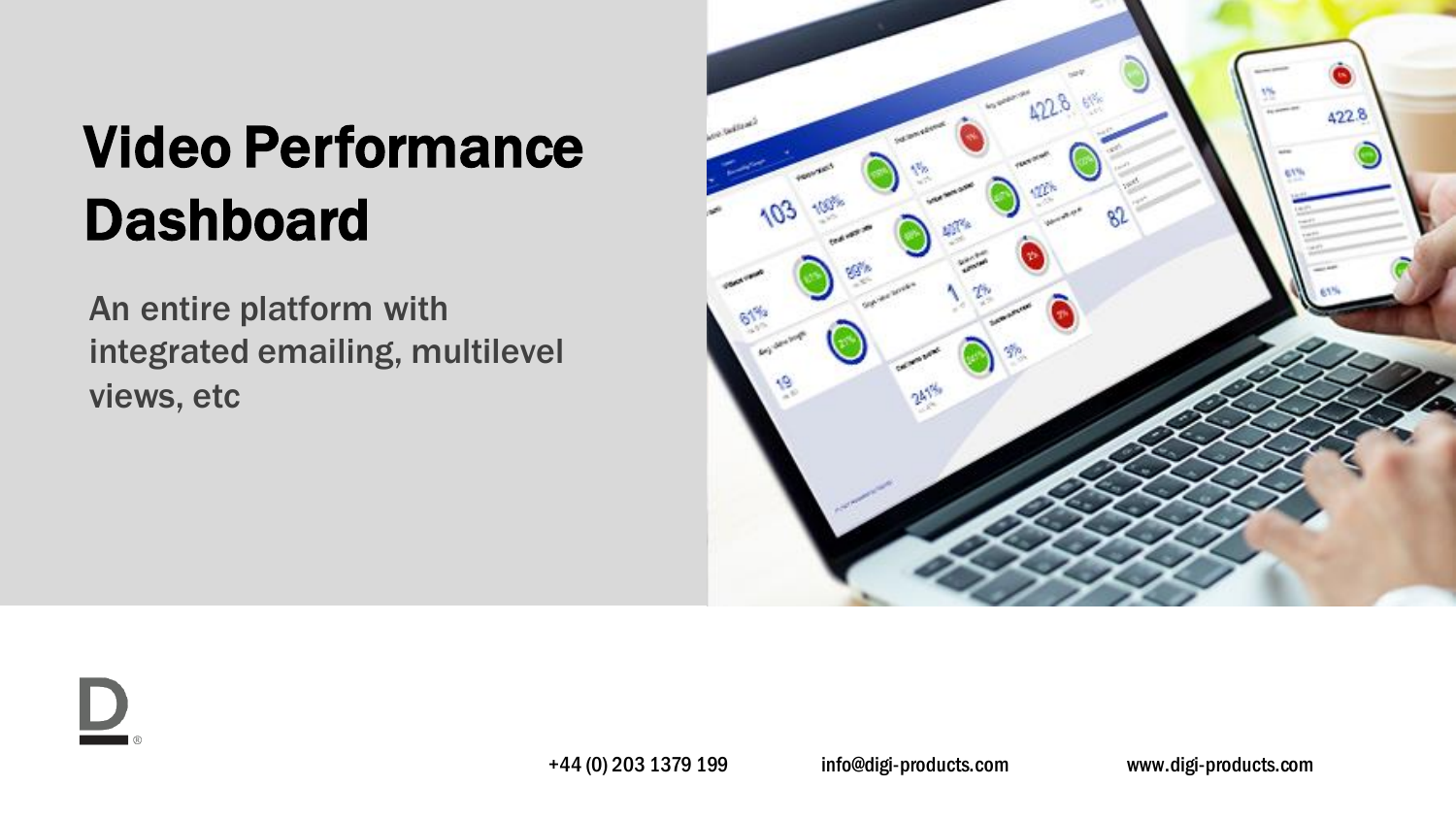# Video Performance Dashboard

An entire platform with integrated emailing, multilevel views, etc

+44 (0) 203 1379 199 info@digi-products.com www.digi-products.com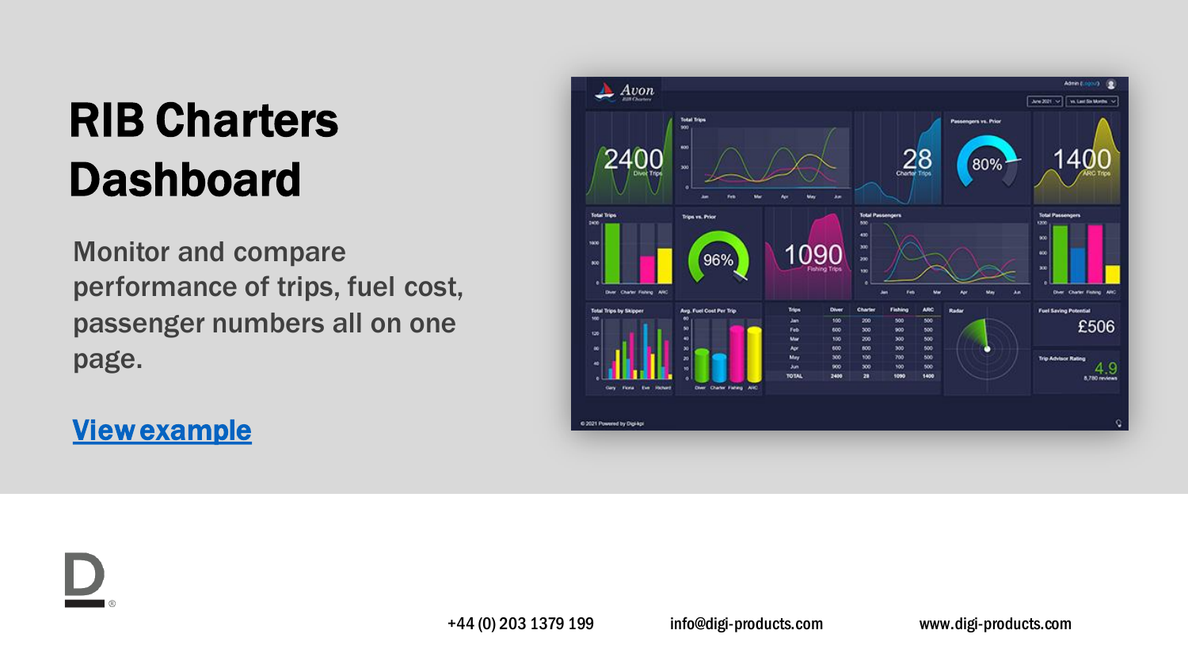# RIB Charters Dashboard

Monitor and compare performance of trips, fuel cost, passenger numbers all on one page.

[View example]

+44 (0) 203 1379 199 info@digi-products.com www.digi-products.com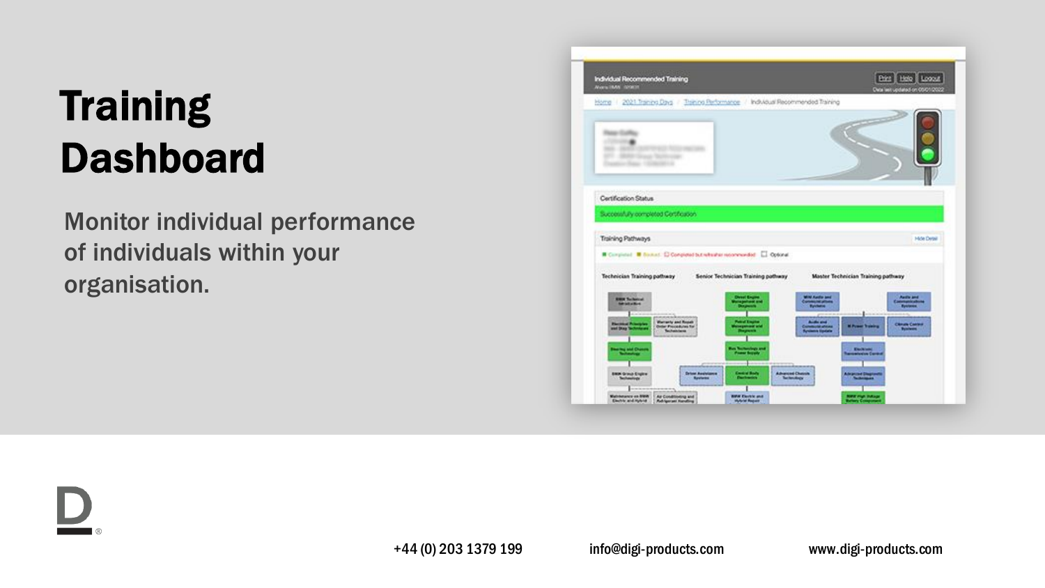# Training Dashboard

Monitor individual performance of individuals within your organisation.

+44 (0) 203 1379 199 info@digi-products.com www.digi-products.com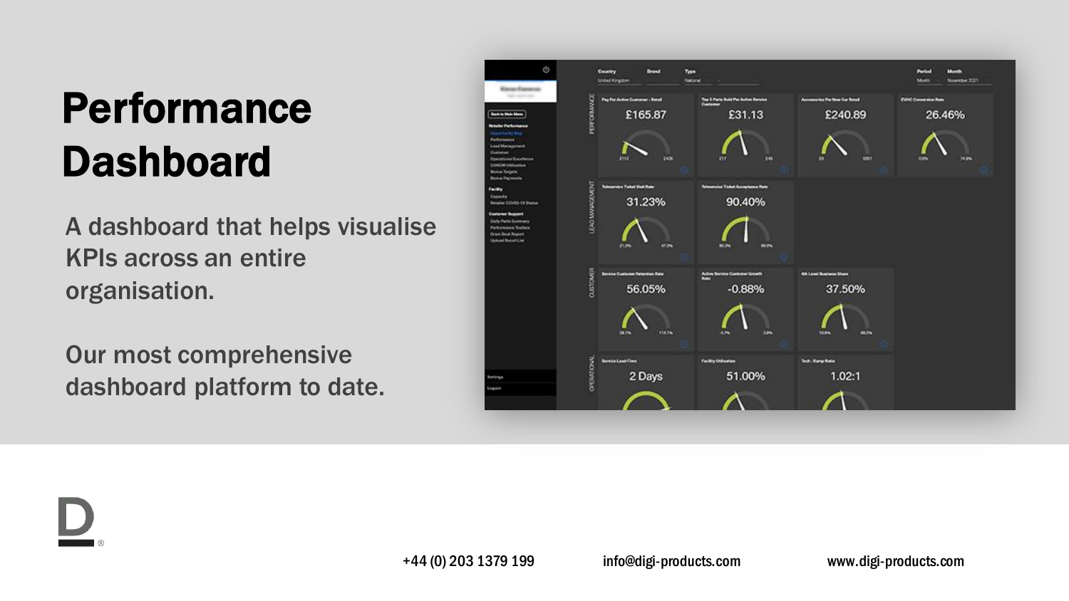# Performance Dashboard

A dashboard that helps visualise KPIs across an entire organisation.

Our most comprehensive dashboard platform to date.

+44 (0) 203 1379 199

info@digi-products.com

www.digi-products.com